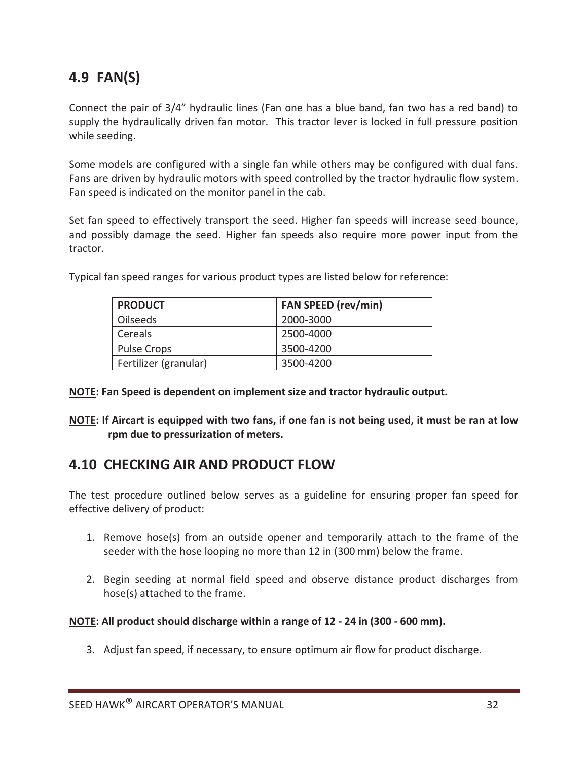## 4.9 FAN(S)

Connect the pair of 3/4" hydraulic lines (Fan one has a blue band, fan two has a red band) to supply the hydraulically driven fan motor. This tractor lever is locked in full pressure position while seeding.

Some models are configured with a single fan while others may be configured with dual fans. Fans are driven by hydraulic motors with speed controlled by the tractor hydraulic flow system. Fan speed is indicated on the monitor panel in the cab.

Set fan speed to effectively transport the seed. Higher fan speeds will increase seed bounce, and possibly damage the seed. Higher fan speeds also require more power input from the tractor.

Typical fan speed ranges for various product types are listed below for reference:

| PRODUCT | FAN SPEED (rev/min) |
|---|---|
| Oilseeds | 2000-3000 |
| Cereals | 2500-4000 |
| Pulse Crops | 3500-4200 |
| Fertilizer (granular) | 3500-4200 |

**NOTE: Fan Speed is dependent on implement size and tractor hydraulic output.**

**NOTE: If Aircart is equipped with two fans, if one fan is not being used, it must be ran at low rpm due to pressurization of meters.**

## 4.10 CHECKING AIR AND PRODUCT FLOW

The test procedure outlined below serves as a guideline for ensuring proper fan speed for effective delivery of product:

1. Remove hose(s) from an outside opener and temporarily attach to the frame of the seeder with the hose looping no more than 12 in (300 mm) below the frame.

2. Begin seeding at normal field speed and observe distance product discharges from hose(s) attached to the frame.

**NOTE: All product should discharge within a range of 12 - 24 in (300 - 600 mm).**

3. Adjust fan speed, if necessary, to ensure optimum air flow for product discharge.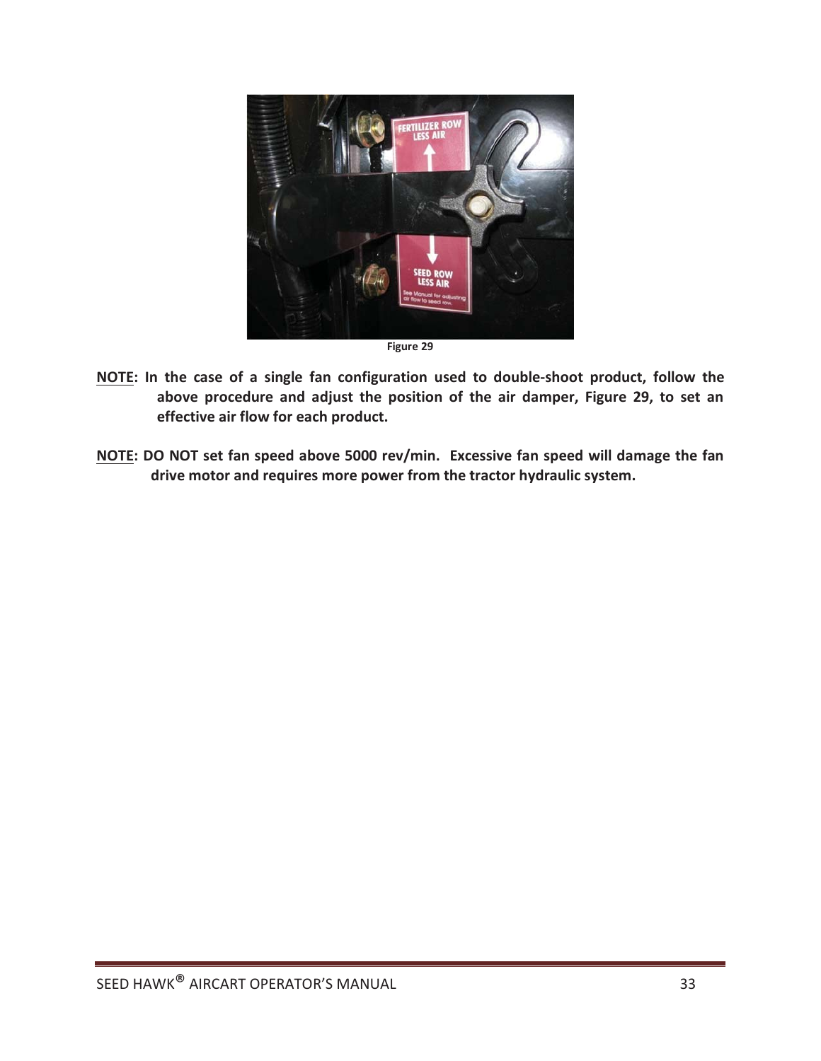Figure 29

**NOTE: In the case of a single fan configuration used to double-shoot product, follow the above procedure and adjust the position of the air damper, Figure 29, to set an effective air flow for each product.**

**NOTE: DO NOT set fan speed above 5000 rev/min. Excessive fan speed will damage the fan drive motor and requires more power from the tractor hydraulic system.**